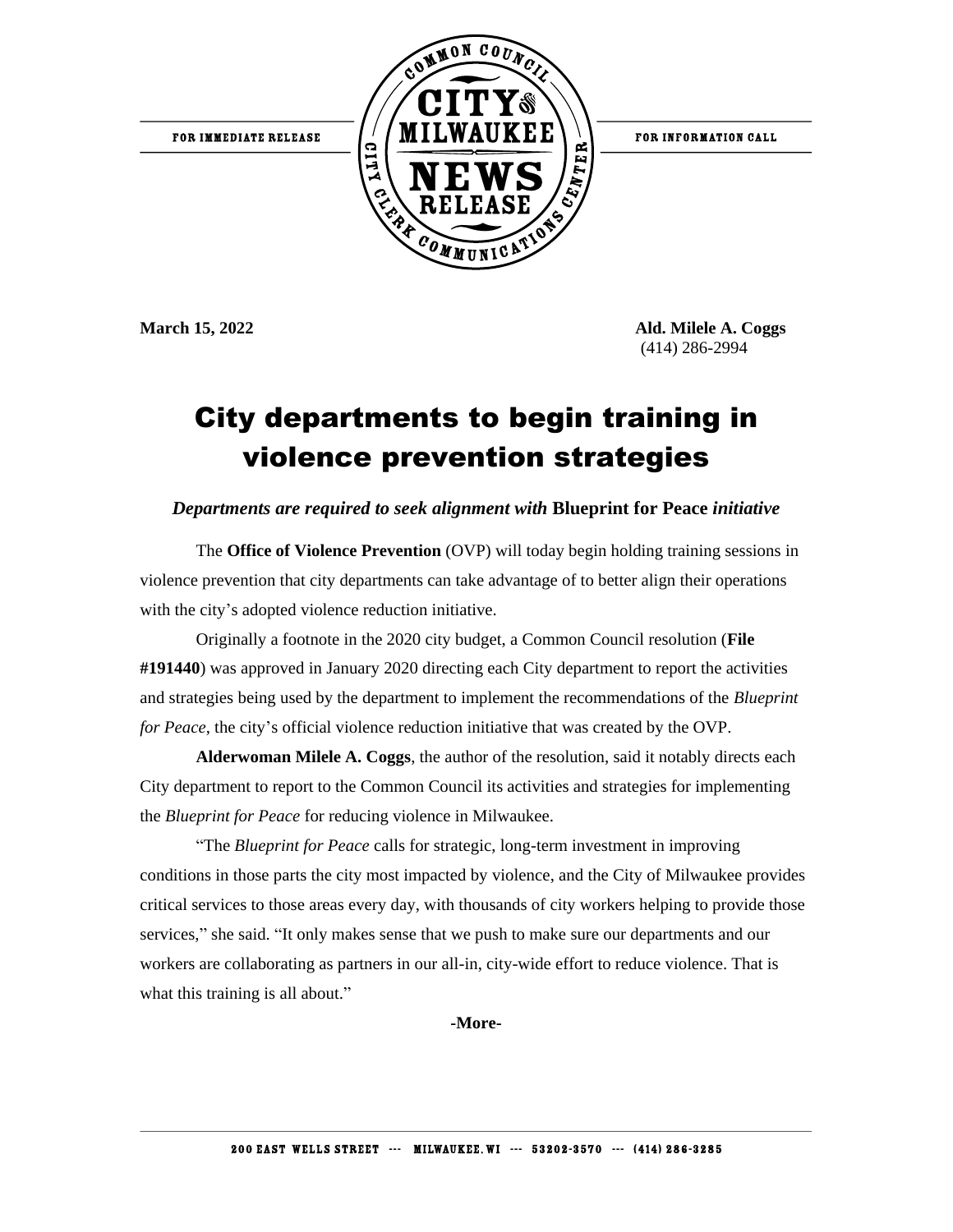FOR IMMEDIATE RELEASE

COMMON COUNCIL CITY OF MILWAUKEE NEWS RELEASE CITY CLERK COMMUNICATIONS CENTER

FOR INFORMATION CALL

**March 15, 2022**

**Ald. Milele A. Coggs**
(414) 286-2994

# City departments to begin training in violence prevention strategies

***Departments are required to seek alignment with*** **Blueprint for Peace** ***initiative***

The **Office of Violence Prevention** (OVP) will today begin holding training sessions in violence prevention that city departments can take advantage of to better align their operations with the city's adopted violence reduction initiative.

Originally a footnote in the 2020 city budget, a Common Council resolution (**File #191440**) was approved in January 2020 directing each City department to report the activities and strategies being used by the department to implement the recommendations of the *Blueprint for Peace*, the city's official violence reduction initiative that was created by the OVP.

**Alderwoman Milele A. Coggs**, the author of the resolution, said it notably directs each City department to report to the Common Council its activities and strategies for implementing the *Blueprint for Peace* for reducing violence in Milwaukee.

"The *Blueprint for Peace* calls for strategic, long-term investment in improving conditions in those parts the city most impacted by violence, and the City of Milwaukee provides critical services to those areas every day, with thousands of city workers helping to provide those services," she said. "It only makes sense that we push to make sure our departments and our workers are collaborating as partners in our all-in, city-wide effort to reduce violence. That is what this training is all about."

**-More-**

200 EAST WELLS STREET --- MILWAUKEE, WI --- 53202-3570 --- (414) 286-3285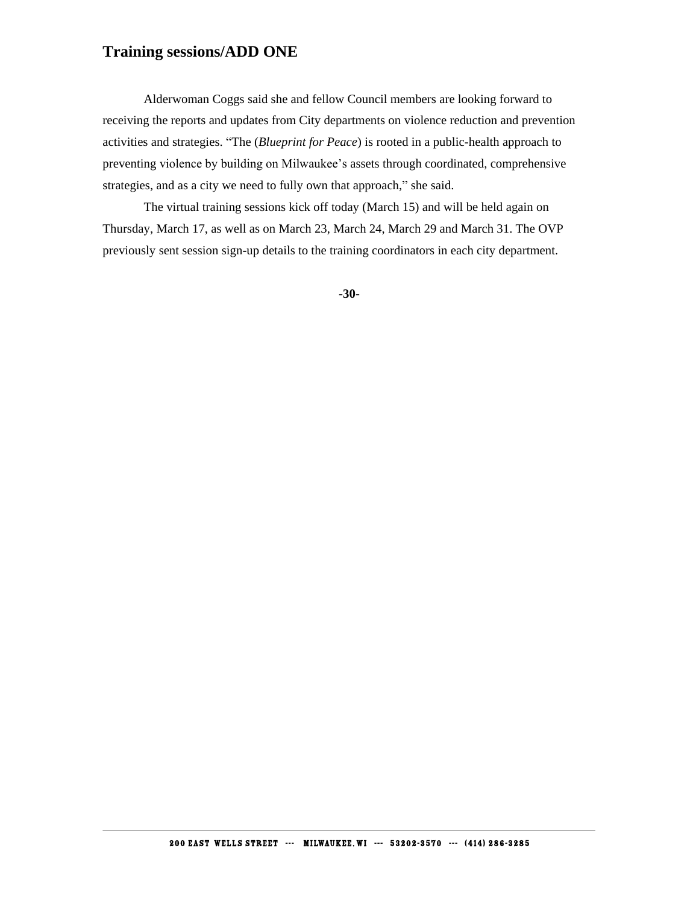## Training sessions/ADD ONE

Alderwoman Coggs said she and fellow Council members are looking forward to receiving the reports and updates from City departments on violence reduction and prevention activities and strategies. "The (*Blueprint for Peace*) is rooted in a public-health approach to preventing violence by building on Milwaukee's assets through coordinated, comprehensive strategies, and as a city we need to fully own that approach," she said.

The virtual training sessions kick off today (March 15) and will be held again on Thursday, March 17, as well as on March 23, March 24, March 29 and March 31. The OVP previously sent session sign-up details to the training coordinators in each city department.

**-30-**